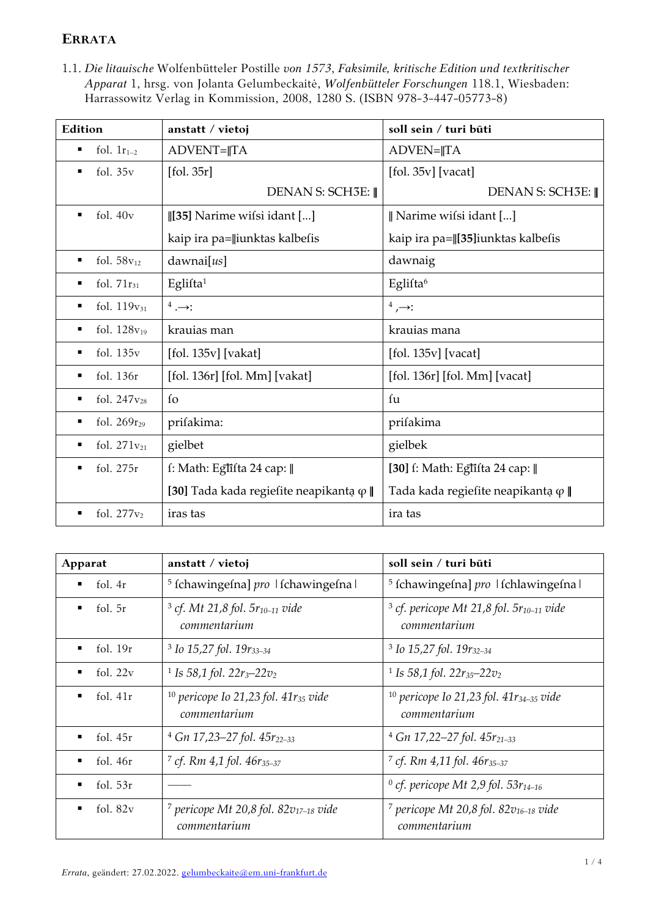# ERRATA

1.1. *Die litauische* Wolfenbütteler Postille *von 1573*, *Faksimile, kritische Edition und textkritischer Apparat* 1, hrsg. von Jolanta Gelumbeckaitė, *Wolfenbütteler Forschungen* 118.1, Wiesbaden: Harrassowitz Verlag in Kommission, 2008, 1280 S. (ISBN 978-3-447-05773-8)

| Edition | anstatt / vietoj | soll sein / turi būti |
|---|---|---|
| ▪ fol. $1r_{1-2}$ | ADVENT=‖TA | ADVEN=‖TA |
| ▪ fol. 35v | [fol. 35r] DENAN S: SCHƷE: ‖ | [fol. 35v] [vacat] DENAN S: SCHƷE: ‖ |
| ▪ fol. 40v | ‖**[35]** Narime wiſsi idant [...] kaip ira pa=‖iunktas kalbeſis | ‖ Narime wiſsi idant [...] kaip ira pa=‖**[35]**iunktas kalbeſis |
| ▪ fol. $58v_{12}$ | dawnai[*us*] | dawnaig |
| ▪ fol. $71r_{31}$ | Egliſta[1] | Egliſta[6] |
| ▪ fol. $119v_{31}$ | [4] .→: | [4] ,→: |
| ▪ fol. $128v_{19}$ | krauias man | krauias mana |
| ▪ fol. 135v | [fol. 135v] [vakat] | [fol. 135v] [vacat] |
| ▪ fol. 136r | [fol. 136r] [fol. Mm] [vakat] | [fol. 136r] [fol. Mm] [vacat] |
| ▪ fol. $247v_{28}$ | ſo | ſu |
| ▪ fol. $269r_{29}$ | priſakima: | priſakima |
| ▪ fol. $271v_{21}$ | gielbet | gielbek |
| ▪ fol. 275r | ſ: Math: Eg̅li̅ſta 24 cap: ‖ **[30]** Tada kada regieſite neapikantą φ ‖ | **[30]** ſ: Math: Eg̅li̅ſta 24 cap: ‖ Tada kada regieſite neapikantą φ ‖ |
| ▪ fol. $277v_{2}$ | iras tas | ira tas |

| Apparat | anstatt / vietoj | soll sein / turi būti |
|---|---|---|
| ▪ fol. 4r | [5] ſchawingeſna] *pro* ⌊ſchawingeſna⌋ | [5] ſchawingeſna] *pro* ⌊ſchlawingeſna⌋ |
| ▪ fol. 5r | [3] *cf. Mt 21,8 fol. 5r*$_{10-11}$ *vide commentarium* | [3] *cf. pericope Mt 21,8 fol. 5r*$_{10-11}$ *vide commentarium* |
| ▪ fol. 19r | [3] *Io 15,27 fol. 19r*$_{33-34}$ | [3] *Io 15,27 fol. 19r*$_{32-34}$ |
| ▪ fol. 22v | [1] *Is 58,1 fol. 22r*$_{3}$*–22v*$_{2}$ | [1] *Is 58,1 fol. 22r*$_{35}$*–22v*$_{2}$ |
| ▪ fol. 41r | [10] *pericope Io 21,23 fol. 41r*$_{35}$ *vide commentarium* | [10] *pericope Io 21,23 fol. 41r*$_{34-35}$ *vide commentarium* |
| ▪ fol. 45r | [4] *Gn 17,23–27 fol. 45r*$_{22-33}$ | [4] *Gn 17,22–27 fol. 45r*$_{21-33}$ |
| ▪ fol. 46r | [7] *cf. Rm 4,1 fol. 46r*$_{35-37}$ | [7] *cf. Rm 4,11 fol. 46r*$_{35-37}$ |
| ▪ fol. 53r | —— | [0] *cf. pericope Mt 2,9 fol. 53r*$_{14-16}$ |
| ▪ fol. 82v | [7] *pericope Mt 20,8 fol. 82v*$_{17-18}$ *vide commentarium* | [7] *pericope Mt 20,8 fol. 82v*$_{16-18}$ *vide commentarium* |

*Errata*, geändert: 27.02.2022. gelumbeckaite@em.uni-frankfurt.de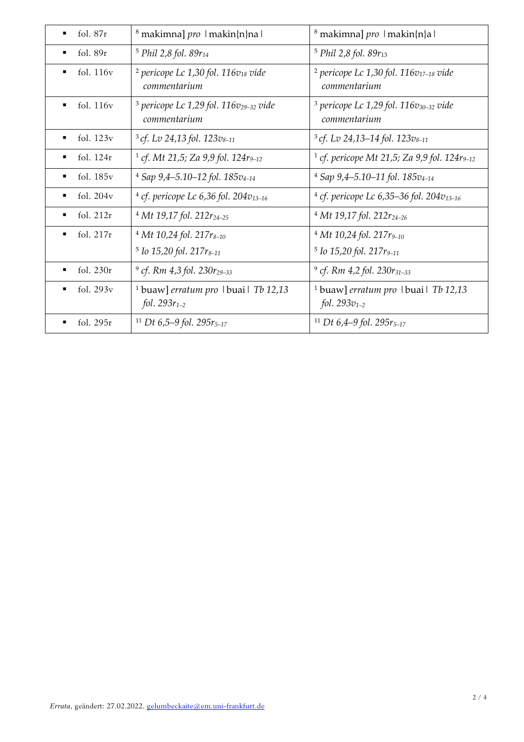| | | |
|---|---|---|
| ▪ fol. 87r | [8] makimna] *pro* ⎸makin{n}na⎸ | [8] makimna] *pro* ⎸makin{n}a⎸ |
| ▪ fol. 89r | [5] *Phil 2,8 fol. 89r*$_{14}$ | [5] *Phil 2,8 fol. 89r*$_{13}$ |
| ▪ fol. 116v | [2] *pericope Lc 1,30 fol. 116v*$_{18}$ *vide commentarium* | [2] *pericope Lc 1,30 fol. 116v*$_{17–18}$ *vide commentarium* |
| ▪ fol. 116v | [3] *pericope Lc 1,29 fol. 116v*$_{29–32}$ *vide commentarium* | [3] *pericope Lc 1,29 fol. 116v*$_{30–32}$ *vide commentarium* |
| ▪ fol. 123v | [3] *cf. Lv 24,13 fol. 123v*$_{8–11}$ | [3] *cf. Lv 24,13–14 fol. 123v*$_{8–11}$ |
| ▪ fol. 124r | [1] *cf. Mt 21,5; Za 9,9 fol. 124r*$_{9–12}$ | [1] *cf. pericope Mt 21,5; Za 9,9 fol. 124r*$_{9–12}$ |
| ▪ fol. 185v | [4] *Sap 9,4–5.10–12 fol. 185v*$_{4–14}$ | [4] *Sap 9,4–5.10–11 fol. 185v*$_{4–14}$ |
| ▪ fol. 204v | [4] *cf. pericope Lc 6,36 fol. 204v*$_{13–16}$ | [4] *cf. pericope Lc 6,35–36 fol. 204v*$_{13–16}$ |
| ▪ fol. 212r | [4] *Mt 19,17 fol. 212r*$_{24–25}$ | [4] *Mt 19,17 fol. 212r*$_{24–26}$ |
| ▪ fol. 217r | [4] *Mt 10,24 fol. 217r*$_{8–10}$<br>[5] *Io 15,20 fol. 217r*$_{8–11}$ | [4] *Mt 10,24 fol. 217r*$_{9–10}$<br>[5] *Io 15,20 fol. 217r*$_{9–11}$ |
| ▪ fol. 230r | [9] *cf. Rm 4,3 fol. 230r*$_{29–33}$ | [9] *cf. Rm 4,2 fol. 230r*$_{31–33}$ |
| ▪ fol. 293v | [1] buaw] *erratum pro* ⎸buai⎸ *Tb 12,13 fol. 293r*$_{1–2}$ | [1] buaw] *erratum pro* ⎸buai⎸ *Tb 12,13 fol. 293v*$_{1–2}$ |
| ▪ fol. 295r | [11] *Dt 6,5–9 fol. 295r*$_{5–17}$ | [11] *Dt 6,4–9 fol. 295r*$_{5–17}$ |

*Errata*, geändert: 27.02.2022. gelumbeckaite@em.uni-frankfurt.de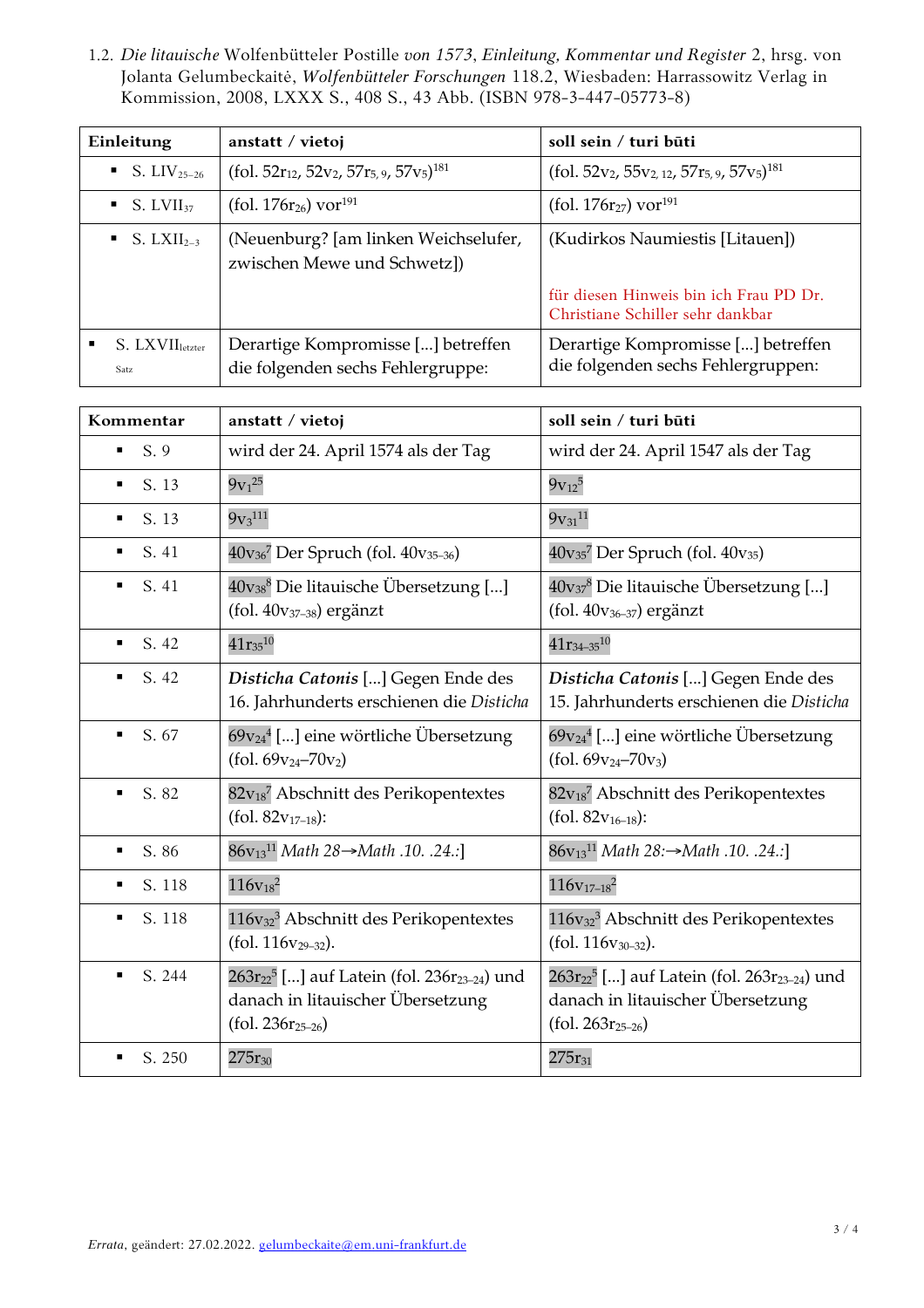1.2. *Die litauische* Wolfenbütteler Postille *von 1573*, *Einleitung, Kommentar und Register* 2, hrsg. von Jolanta Gelumbeckaitė, *Wolfenbütteler Forschungen* 118.2, Wiesbaden: Harrassowitz Verlag in Kommission, 2008, LXXX S., 408 S., 43 Abb. (ISBN 978-3-447-05773-8)

| **Einleitung** | **anstatt / vietoj** | **soll sein / turi būti** |
|---|---|---|
| ▪ S. $LIV_{25–26}$ | (fol. $52r_{12}$, $52v_{2}$, $57r_{5,9}$, $57v_{5}$)[181] | (fol. $52v_{2}$, $55v_{2,12}$, $57r_{5,9}$, $57v_{5}$)[181] |
| ▪ S. $LVII_{37}$ | (fol. $176r_{26}$) vor[191] | (fol. $176r_{27}$) vor[191] |
| ▪ S. $LXII_{2–3}$ | (Neuenburg? [am linken Weichselufer, zwischen Mewe und Schwetz]) | (Kudirkos Naumiestis [Litauen])<br><br>für diesen Hinweis bin ich Frau PD Dr. Christiane Schiller sehr dankbar |
| ▪ S. $LXVII_{\text{letzter Satz}}$ | Derartige Kompromisse [...] betreffen die folgenden sechs Fehlergruppe: | Derartige Kompromisse [...] betreffen die folgenden sechs Fehlergruppen: |

| **Kommentar** | **anstatt / vietoj** | **soll sein / turi būti** |
|---|---|---|
| ▪ S. 9 | wird der 24. April 1574 als der Tag | wird der 24. April 1547 als der Tag |
| ▪ S. 13 | $9v_{1}$[25] | $9v_{12}$[5] |
| ▪ S. 13 | $9v_{3}$[111] | $9v_{31}$[11] |
| ▪ S. 41 | $40v_{36}$[7] Der Spruch (fol. $40v_{35–36}$) | $40v_{35}$[7] Der Spruch (fol. $40v_{35}$) |
| ▪ S. 41 | $40v_{38}$[8] Die litauische Übersetzung [...] (fol. $40v_{37–38}$) ergänzt | $40v_{37}$[8] Die litauische Übersetzung [...] (fol. $40v_{36–37}$) ergänzt |
| ▪ S. 42 | $41r_{35}$[10] | $41r_{34–35}$[10] |
| ▪ S. 42 | ***Disticha Catonis*** [...] Gegen Ende des 16. Jahrhunderts erschienen die *Disticha* | ***Disticha Catonis*** [...] Gegen Ende des 15. Jahrhunderts erschienen die *Disticha* |
| ▪ S. 67 | $69v_{24}$[4] [...] eine wörtliche Übersetzung (fol. $69v_{24}$–$70v_{2}$) | $69v_{24}$[4] [...] eine wörtliche Übersetzung (fol. $69v_{24}$–$70v_{3}$) |
| ▪ S. 82 | $82v_{18}$[7] Abschnitt des Perikopentextes (fol. $82v_{17–18}$): | $82v_{18}$[7] Abschnitt des Perikopentextes (fol. $82v_{16–18}$): |
| ▪ S. 86 | $86v_{13}$[11] *Math 28→Math .10. .24.:*] | $86v_{13}$[11] *Math 28:→Math .10. .24.:*] |
| ▪ S. 118 | $116v_{18}$[2] | $116v_{17–18}$[2] |
| ▪ S. 118 | $116v_{32}$[3] Abschnitt des Perikopentextes (fol. $116v_{29–32}$). | $116v_{32}$[3] Abschnitt des Perikopentextes (fol. $116v_{30–32}$). |
| ▪ S. 244 | $263r_{22}$[5] [...] auf Latein (fol. $236r_{23–24}$) und danach in litauischer Übersetzung (fol. $236r_{25–26}$) | $263r_{22}$[5] [...] auf Latein (fol. $263r_{23–24}$) und danach in litauischer Übersetzung (fol. $263r_{25–26}$) |
| ▪ S. 250 | $275r_{30}$ | $275r_{31}$ |

*Errata*, geändert: 27.02.2022. gelumbeckaite@em.uni-frankfurt.de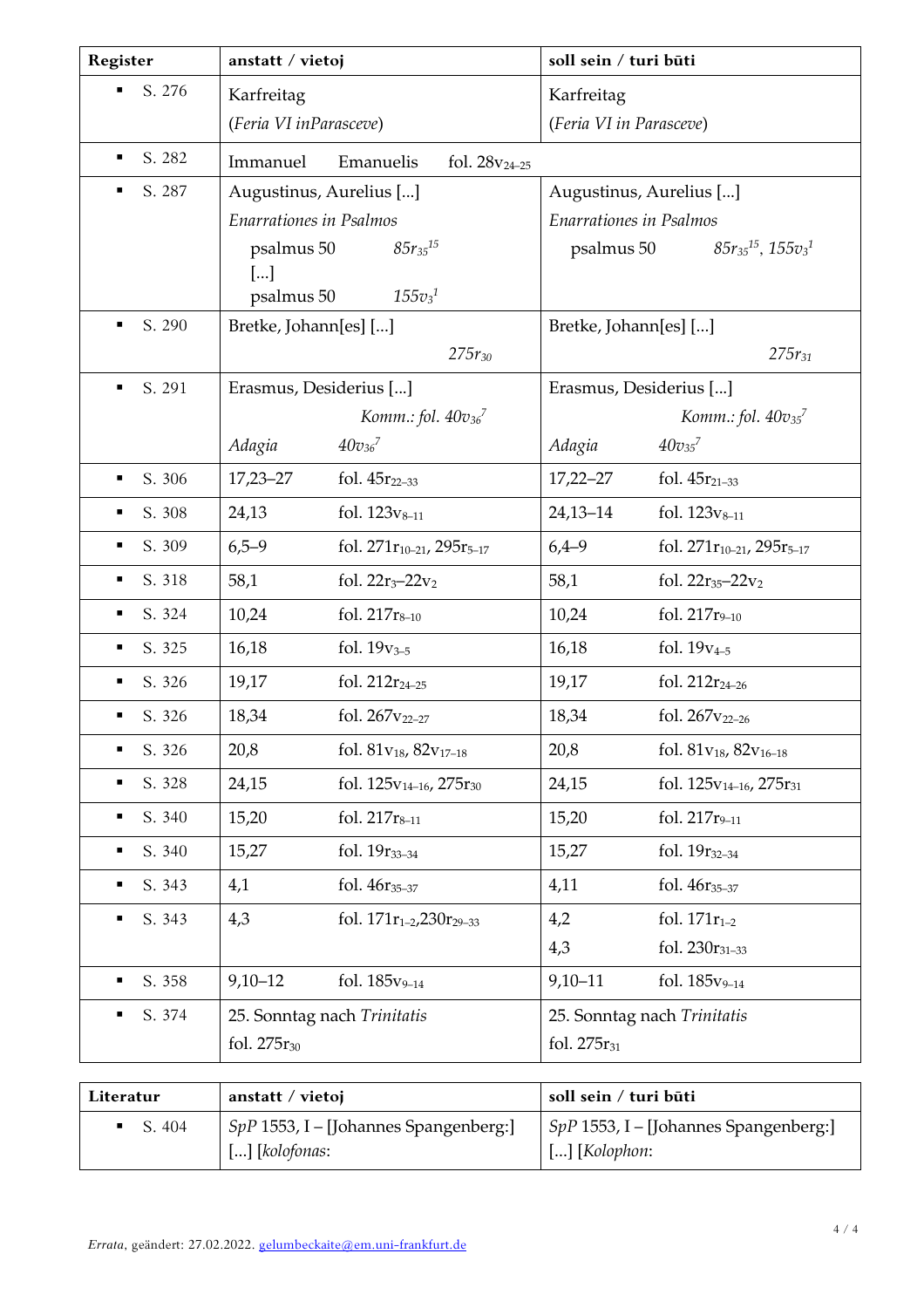| Register | anstatt / vietoj | soll sein / turi būti |
|---|---|---|
| ▪ S. 276 | Karfreitag<br>*(Feria VI inParasceve)* | Karfreitag<br>*(Feria VI in Parasceve)* |
| ▪ S. 282 | Immanuel Emanuelis fol. $28v_{24–25}$ | |
| ▪ S. 287 | Augustinus, Aurelius [...]<br>*Enarrationes in Psalmos*<br>psalmus 50 *$85r_{35}^{15}$*<br>[...]<br>psalmus 50 *$155v_{3}^{1}$* | Augustinus, Aurelius [...]<br>*Enarrationes in Psalmos*<br>psalmus 50 *$85r_{35}^{15}$, $155v_{3}^{1}$* |
| ▪ S. 290 | Bretke, Johann[es] [...]<br>*$275r_{30}$* | Bretke, Johann[es] [...]<br>*$275r_{31}$* |
| ▪ S. 291 | Erasmus, Desiderius [...]<br>*Komm.: fol. $40v_{36}^{7}$*<br>*Adagia* *$40v_{36}^{7}$* | Erasmus, Desiderius [...]<br>*Komm.: fol. $40v_{35}^{7}$*<br>*Adagia* *$40v_{35}^{7}$* |
| ▪ S. 306 | 17,23–27 fol. $45r_{22–33}$ | 17,22–27 fol. $45r_{21–33}$ |
| ▪ S. 308 | 24,13 fol. $123v_{8–11}$ | 24,13–14 fol. $123v_{8–11}$ |
| ▪ S. 309 | 6,5–9 fol. $271r_{10–21}$, $295r_{5–17}$ | 6,4–9 fol. $271r_{10–21}$, $295r_{5–17}$ |
| ▪ S. 318 | 58,1 fol. $22r_{3}$–$22v_{2}$ | 58,1 fol. $22r_{35}$–$22v_{2}$ |
| ▪ S. 324 | 10,24 fol. $217r_{8–10}$ | 10,24 fol. $217r_{9–10}$ |
| ▪ S. 325 | 16,18 fol. $19v_{3–5}$ | 16,18 fol. $19v_{4–5}$ |
| ▪ S. 326 | 19,17 fol. $212r_{24–25}$ | 19,17 fol. $212r_{24–26}$ |
| ▪ S. 326 | 18,34 fol. $267v_{22–27}$ | 18,34 fol. $267v_{22–26}$ |
| ▪ S. 326 | 20,8 fol. $81v_{18}$, $82v_{17–18}$ | 20,8 fol. $81v_{18}$, $82v_{16–18}$ |
| ▪ S. 328 | 24,15 fol. $125v_{14–16}$, $275r_{30}$ | 24,15 fol. $125v_{14–16}$, $275r_{31}$ |
| ▪ S. 340 | 15,20 fol. $217r_{8–11}$ | 15,20 fol. $217r_{9–11}$ |
| ▪ S. 340 | 15,27 fol. $19r_{33–34}$ | 15,27 fol. $19r_{32–34}$ |
| ▪ S. 343 | 4,1 fol. $46r_{35–37}$ | 4,11 fol. $46r_{35–37}$ |
| ▪ S. 343 | 4,3 fol. $171r_{1–2}$,$230r_{29–33}$ | 4,2 fol. $171r_{1–2}$<br>4,3 fol. $230r_{31–33}$ |
| ▪ S. 358 | 9,10–12 fol. $185v_{9–14}$ | 9,10–11 fol. $185v_{9–14}$ |
| ▪ S. 374 | 25. Sonntag nach *Trinitatis*<br>fol. $275r_{30}$ | 25. Sonntag nach *Trinitatis*<br>fol. $275r_{31}$ |

| Literatur | anstatt / vietoj | soll sein / turi būti |
|---|---|---|
| ▪ S. 404 | *SpP* 1553, I – [Johannes Spangenberg:] [...] [*kolofonas*: | *SpP* 1553, I – [Johannes Spangenberg:] [...] [*Kolophon*: |

*Errata*, geändert: 27.02.2022. gelumbeckaite@em.uni-frankfurt.de